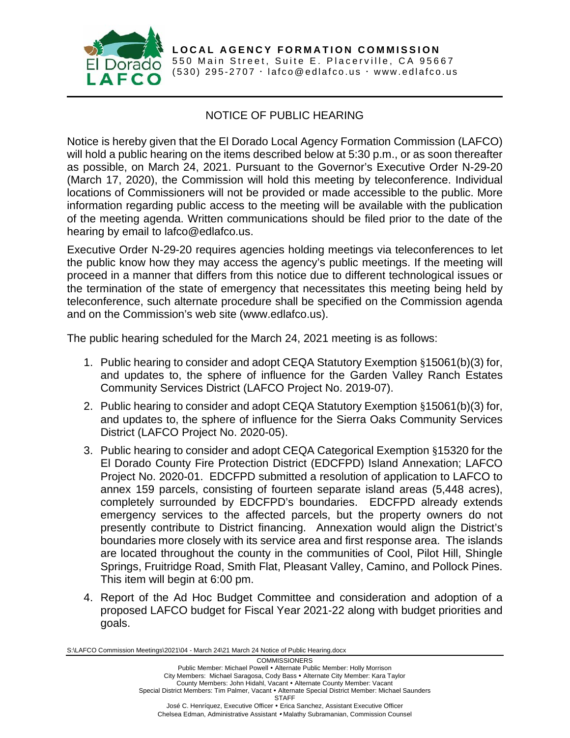**LOCAL AGENCY FORMATION COMMISSION**
550 Main Street, Suite E. Placerville, CA 95667
(530) 295-2707 · lafco@edlafco.us · www.edlafco.us

# NOTICE OF PUBLIC HEARING

Notice is hereby given that the El Dorado Local Agency Formation Commission (LAFCO) will hold a public hearing on the items described below at 5:30 p.m., or as soon thereafter as possible, on March 24, 2021. Pursuant to the Governor's Executive Order N-29-20 (March 17, 2020), the Commission will hold this meeting by teleconference. Individual locations of Commissioners will not be provided or made accessible to the public. More information regarding public access to the meeting will be available with the publication of the meeting agenda. Written communications should be filed prior to the date of the hearing by email to lafco@edlafco.us.

Executive Order N-29-20 requires agencies holding meetings via teleconferences to let the public know how they may access the agency's public meetings. If the meeting will proceed in a manner that differs from this notice due to different technological issues or the termination of the state of emergency that necessitates this meeting being held by teleconference, such alternate procedure shall be specified on the Commission agenda and on the Commission's web site (www.edlafco.us).

The public hearing scheduled for the March 24, 2021 meeting is as follows:

1. Public hearing to consider and adopt CEQA Statutory Exemption §15061(b)(3) for, and updates to, the sphere of influence for the Garden Valley Ranch Estates Community Services District (LAFCO Project No. 2019-07).
2. Public hearing to consider and adopt CEQA Statutory Exemption §15061(b)(3) for, and updates to, the sphere of influence for the Sierra Oaks Community Services District (LAFCO Project No. 2020-05).
3. Public hearing to consider and adopt CEQA Categorical Exemption §15320 for the El Dorado County Fire Protection District (EDCFPD) Island Annexation; LAFCO Project No. 2020-01. EDCFPD submitted a resolution of application to LAFCO to annex 159 parcels, consisting of fourteen separate island areas (5,448 acres), completely surrounded by EDCFPD's boundaries. EDCFPD already extends emergency services to the affected parcels, but the property owners do not presently contribute to District financing. Annexation would align the District's boundaries more closely with its service area and first response area. The islands are located throughout the county in the communities of Cool, Pilot Hill, Shingle Springs, Fruitridge Road, Smith Flat, Pleasant Valley, Camino, and Pollock Pines. This item will begin at 6:00 pm.
4. Report of the Ad Hoc Budget Committee and consideration and adoption of a proposed LAFCO budget for Fiscal Year 2021-22 along with budget priorities and goals.

S:\LAFCO Commission Meetings\2021\04 - March 24\21 March 24 Notice of Public Hearing.docx

COMMISSIONERS
Public Member: Michael Powell • Alternate Public Member: Holly Morrison
City Members: Michael Saragosa, Cody Bass • Alternate City Member: Kara Taylor
County Members: John Hidahl, Vacant • Alternate County Member: Vacant
Special District Members: Tim Palmer, Vacant • Alternate Special District Member: Michael Saunders
STAFF
José C. Henríquez, Executive Officer • Erica Sanchez, Assistant Executive Officer
Chelsea Edman, Administrative Assistant • Malathy Subramanian, Commission Counsel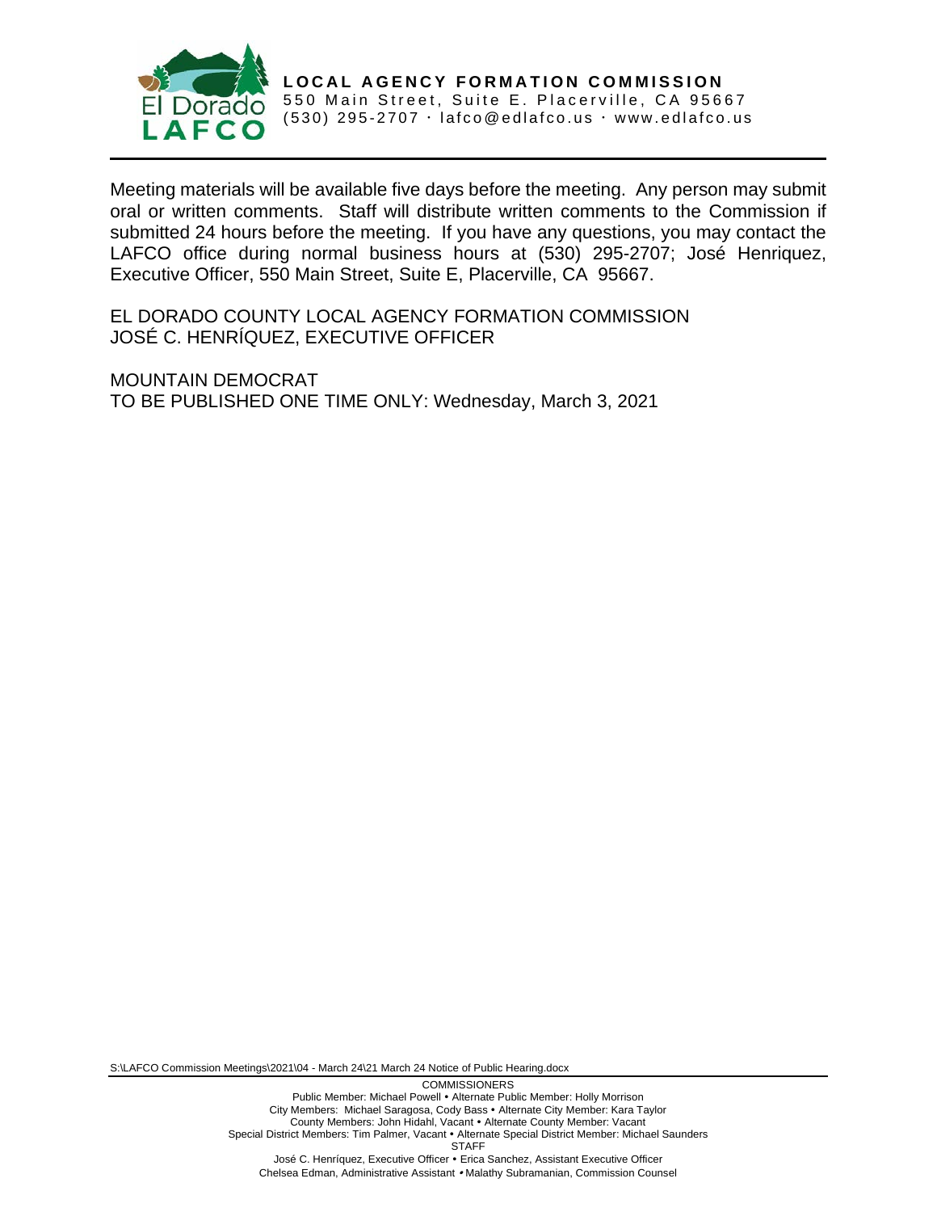**LOCAL AGENCY FORMATION COMMISSION**
550 Main Street, Suite E. Placerville, CA 95667
(530) 295-2707 · lafco@edlafco.us · www.edlafco.us

Meeting materials will be available five days before the meeting. Any person may submit oral or written comments. Staff will distribute written comments to the Commission if submitted 24 hours before the meeting. If you have any questions, you may contact the LAFCO office during normal business hours at (530) 295-2707; José Henriquez, Executive Officer, 550 Main Street, Suite E, Placerville, CA 95667.

EL DORADO COUNTY LOCAL AGENCY FORMATION COMMISSION
JOSÉ C. HENRÍQUEZ, EXECUTIVE OFFICER

MOUNTAIN DEMOCRAT
TO BE PUBLISHED ONE TIME ONLY: Wednesday, March 3, 2021

S:\LAFCO Commission Meetings\2021\04 - March 24\21 March 24 Notice of Public Hearing.docx

COMMISSIONERS
Public Member: Michael Powell • Alternate Public Member: Holly Morrison
City Members: Michael Saragosa, Cody Bass • Alternate City Member: Kara Taylor
County Members: John Hidahl, Vacant • Alternate County Member: Vacant
Special District Members: Tim Palmer, Vacant • Alternate Special District Member: Michael Saunders
STAFF
José C. Henríquez, Executive Officer • Erica Sanchez, Assistant Executive Officer
Chelsea Edman, Administrative Assistant • Malathy Subramanian, Commission Counsel